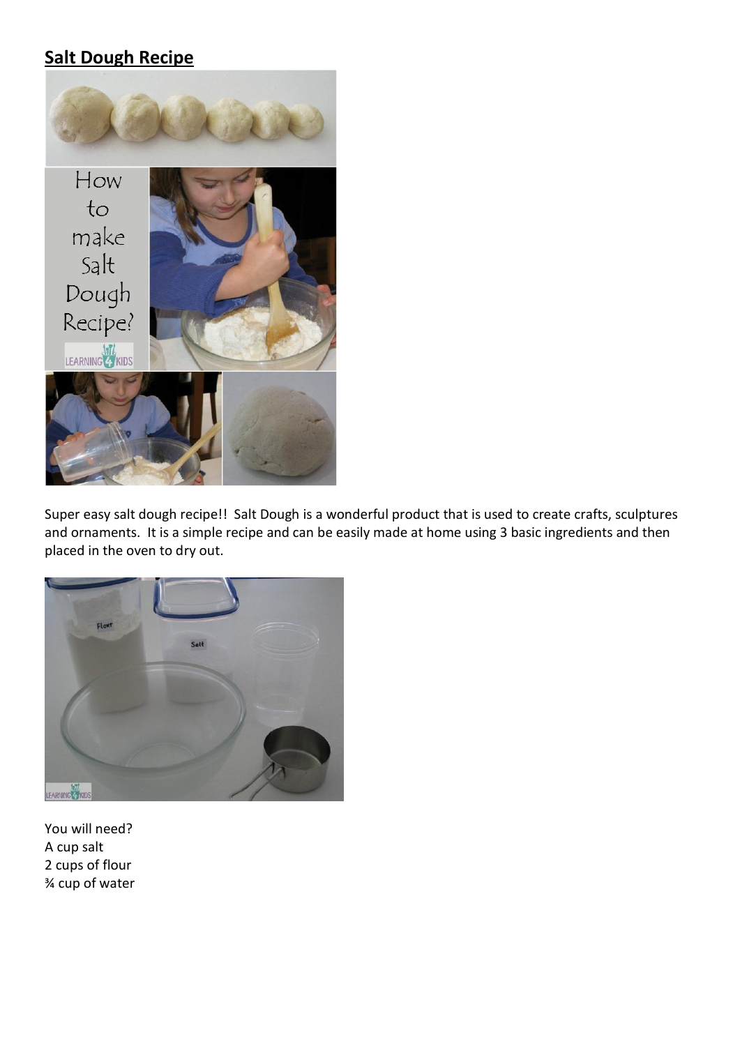# Salt Dough Recipe

Super easy salt dough recipe!! Salt Dough is a wonderful product that is used to create crafts, sculptures and ornaments. It is a simple recipe and can be easily made at home using 3 basic ingredients and then placed in the oven to dry out.

You will need?
A cup salt
2 cups of flour
¾ cup of water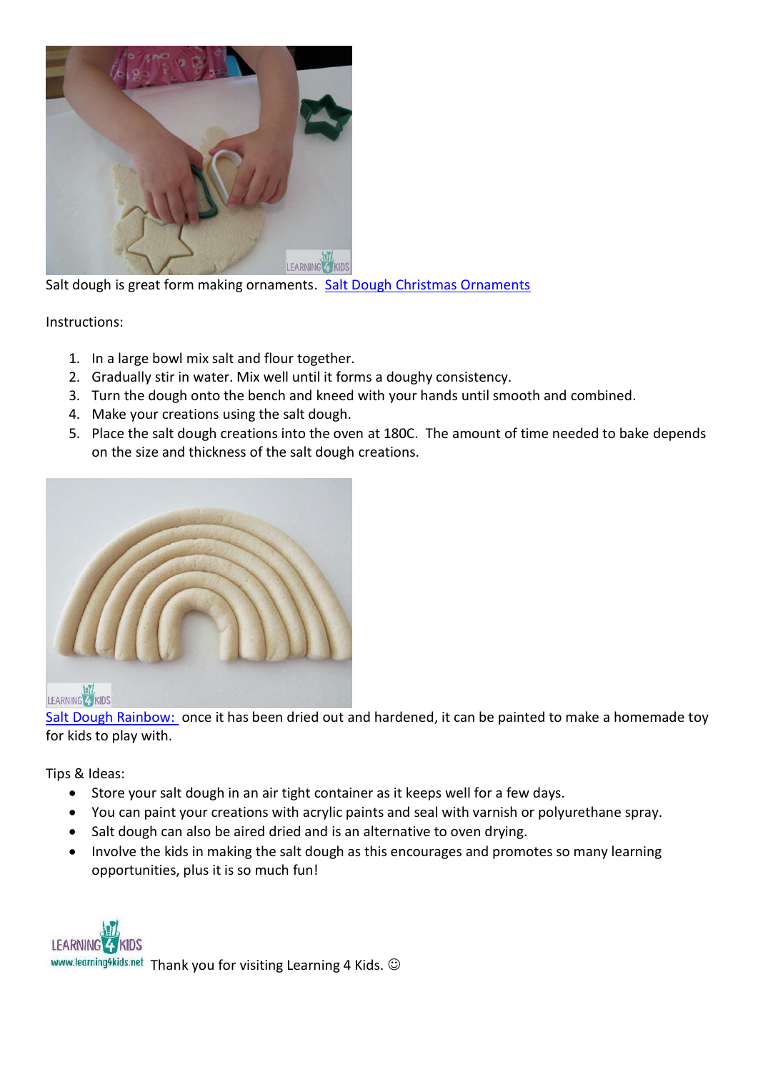Salt dough is great form making ornaments. [Salt Dough Christmas Ornaments]()

Instructions:

1. In a large bowl mix salt and flour together.
2. Gradually stir in water. Mix well until it forms a doughy consistency.
3. Turn the dough onto the bench and kneed with your hands until smooth and combined.
4. Make your creations using the salt dough.
5. Place the salt dough creations into the oven at 180C. The amount of time needed to bake depends on the size and thickness of the salt dough creations.

[Salt Dough Rainbow:]() once it has been dried out and hardened, it can be painted to make a homemade toy for kids to play with.

Tips & Ideas:

- Store your salt dough in an air tight container as it keeps well for a few days.
- You can paint your creations with acrylic paints and seal with varnish or polyurethane spray.
- Salt dough can also be aired dried and is an alternative to oven drying.
- Involve the kids in making the salt dough as this encourages and promotes so many learning opportunities, plus it is so much fun!

Thank you for visiting Learning 4 Kids. ☺